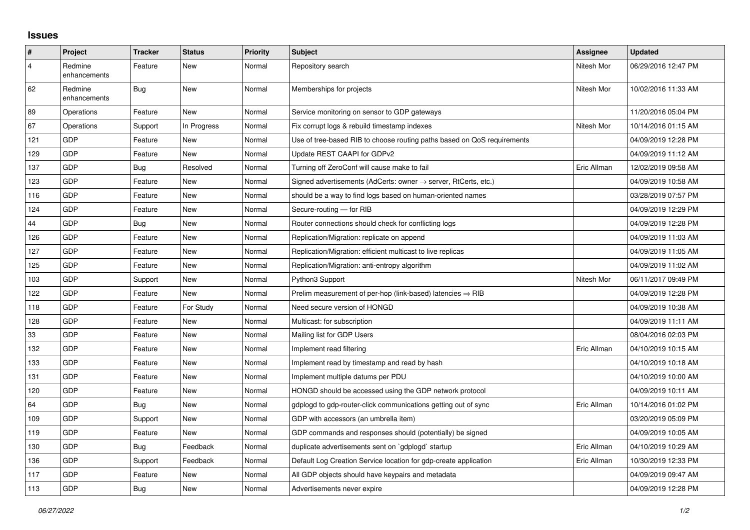## Issues

| # | Project | Tracker | Status | Priority | Subject | Assignee | Updated |
|---|---|---|---|---|---|---|---|
| 4 | Redmine enhancements | Feature | New | Normal | Repository search | Nitesh Mor | 06/29/2016 12:47 PM |
| 62 | Redmine enhancements | Bug | New | Normal | Memberships for projects | Nitesh Mor | 10/02/2016 11:33 AM |
| 89 | Operations | Feature | New | Normal | Service monitoring on sensor to GDP gateways | | 11/20/2016 05:04 PM |
| 67 | Operations | Support | In Progress | Normal | Fix corrupt logs & rebuild timestamp indexes | Nitesh Mor | 10/14/2016 01:15 AM |
| 121 | GDP | Feature | New | Normal | Use of tree-based RIB to choose routing paths based on QoS requirements | | 04/09/2019 12:28 PM |
| 129 | GDP | Feature | New | Normal | Update REST CAAPI for GDPv2 | | 04/09/2019 11:12 AM |
| 137 | GDP | Bug | Resolved | Normal | Turning off ZeroConf will cause make to fail | Eric Allman | 12/02/2019 09:58 AM |
| 123 | GDP | Feature | New | Normal | Signed advertisements (AdCerts: owner → server, RtCerts, etc.) | | 04/09/2019 10:58 AM |
| 116 | GDP | Feature | New | Normal | should be a way to find logs based on human-oriented names | | 03/28/2019 07:57 PM |
| 124 | GDP | Feature | New | Normal | Secure-routing — for RIB | | 04/09/2019 12:29 PM |
| 44 | GDP | Bug | New | Normal | Router connections should check for conflicting logs | | 04/09/2019 12:28 PM |
| 126 | GDP | Feature | New | Normal | Replication/Migration: replicate on append | | 04/09/2019 11:03 AM |
| 127 | GDP | Feature | New | Normal | Replication/Migration: efficient multicast to live replicas | | 04/09/2019 11:05 AM |
| 125 | GDP | Feature | New | Normal | Replication/Migration: anti-entropy algorithm | | 04/09/2019 11:02 AM |
| 103 | GDP | Support | New | Normal | Python3 Support | Nitesh Mor | 06/11/2017 09:49 PM |
| 122 | GDP | Feature | New | Normal | Prelim measurement of per-hop (link-based) latencies ⇒ RIB | | 04/09/2019 12:28 PM |
| 118 | GDP | Feature | For Study | Normal | Need secure version of HONGD | | 04/09/2019 10:38 AM |
| 128 | GDP | Feature | New | Normal | Multicast: for subscription | | 04/09/2019 11:11 AM |
| 33 | GDP | Feature | New | Normal | Mailing list for GDP Users | | 08/04/2016 02:03 PM |
| 132 | GDP | Feature | New | Normal | Implement read filtering | Eric Allman | 04/10/2019 10:15 AM |
| 133 | GDP | Feature | New | Normal | Implement read by timestamp and read by hash | | 04/10/2019 10:18 AM |
| 131 | GDP | Feature | New | Normal | Implement multiple datums per PDU | | 04/10/2019 10:00 AM |
| 120 | GDP | Feature | New | Normal | HONGD should be accessed using the GDP network protocol | | 04/09/2019 10:11 AM |
| 64 | GDP | Bug | New | Normal | gdplogd to gdp-router-click communications getting out of sync | Eric Allman | 10/14/2016 01:02 PM |
| 109 | GDP | Support | New | Normal | GDP with accessors (an umbrella item) | | 03/20/2019 05:09 PM |
| 119 | GDP | Feature | New | Normal | GDP commands and responses should (potentially) be signed | | 04/09/2019 10:05 AM |
| 130 | GDP | Bug | Feedback | Normal | duplicate advertisements sent on `gdplogd` startup | Eric Allman | 04/10/2019 10:29 AM |
| 136 | GDP | Support | Feedback | Normal | Default Log Creation Service location for gdp-create application | Eric Allman | 10/30/2019 12:33 PM |
| 117 | GDP | Feature | New | Normal | All GDP objects should have keypairs and metadata | | 04/09/2019 09:47 AM |
| 113 | GDP | Bug | New | Normal | Advertisements never expire | | 04/09/2019 12:28 PM |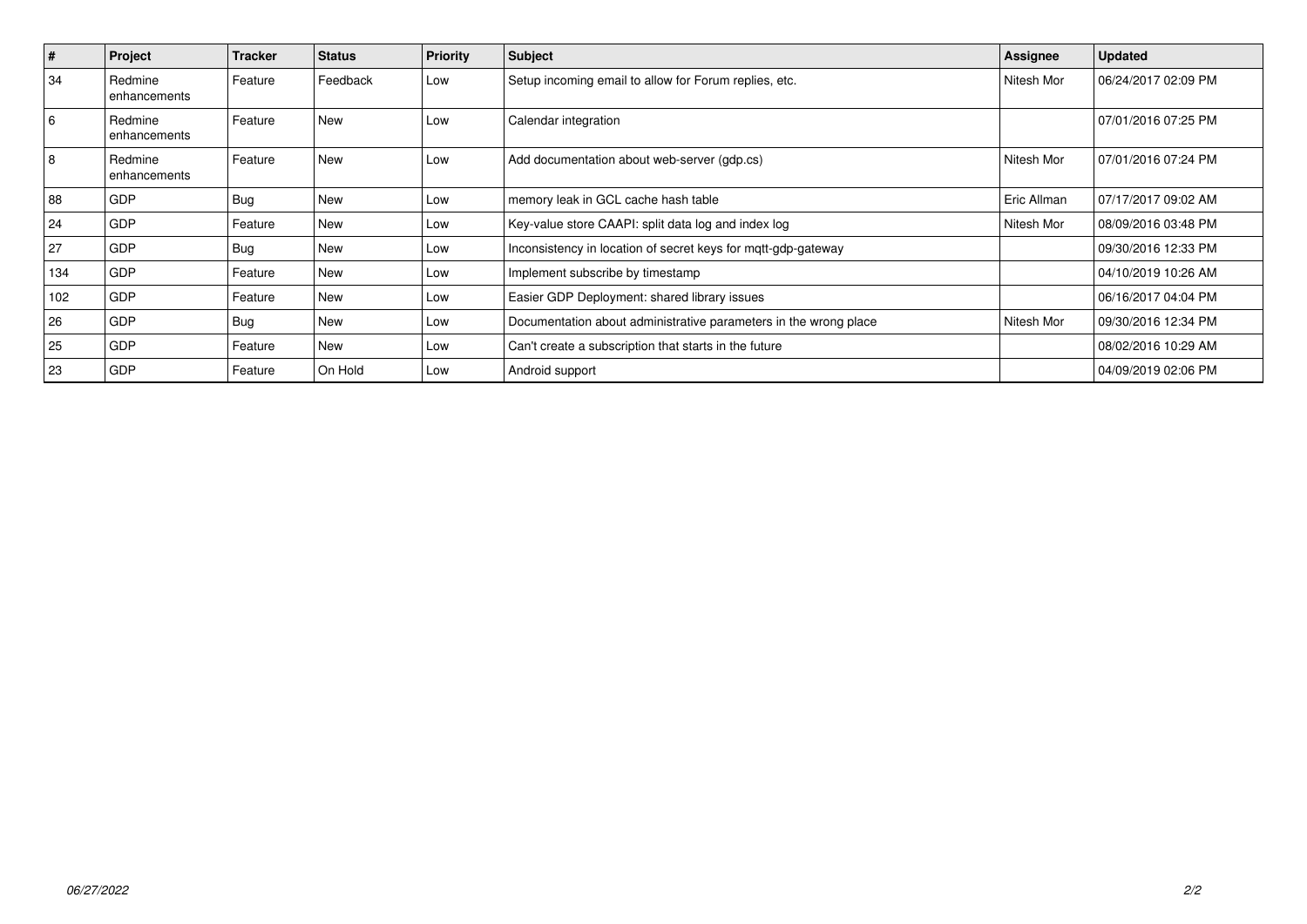| # | Project | Tracker | Status | Priority | Subject | Assignee | Updated |
|---|---|---|---|---|---|---|---|
| 34 | Redmine enhancements | Feature | Feedback | Low | Setup incoming email to allow for Forum replies, etc. | Nitesh Mor | 06/24/2017 02:09 PM |
| 6 | Redmine enhancements | Feature | New | Low | Calendar integration | | 07/01/2016 07:25 PM |
| 8 | Redmine enhancements | Feature | New | Low | Add documentation about web-server (gdp.cs) | Nitesh Mor | 07/01/2016 07:24 PM |
| 88 | GDP | Bug | New | Low | memory leak in GCL cache hash table | Eric Allman | 07/17/2017 09:02 AM |
| 24 | GDP | Feature | New | Low | Key-value store CAAPI: split data log and index log | Nitesh Mor | 08/09/2016 03:48 PM |
| 27 | GDP | Bug | New | Low | Inconsistency in location of secret keys for mqtt-gdp-gateway | | 09/30/2016 12:33 PM |
| 134 | GDP | Feature | New | Low | Implement subscribe by timestamp | | 04/10/2019 10:26 AM |
| 102 | GDP | Feature | New | Low | Easier GDP Deployment: shared library issues | | 06/16/2017 04:04 PM |
| 26 | GDP | Bug | New | Low | Documentation about administrative parameters in the wrong place | Nitesh Mor | 09/30/2016 12:34 PM |
| 25 | GDP | Feature | New | Low | Can't create a subscription that starts in the future | | 08/02/2016 10:29 AM |
| 23 | GDP | Feature | On Hold | Low | Android support | | 04/09/2019 02:06 PM |